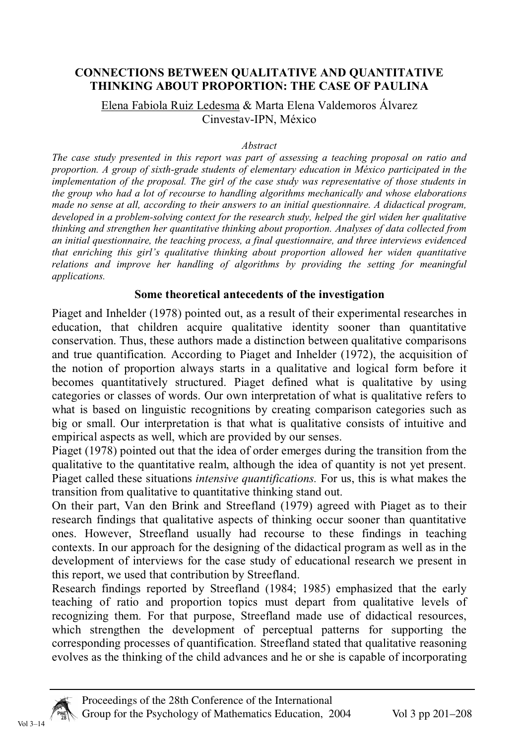# CONNECTIONS BETWEEN QUALITATIVE AND QUANTITATIVE THINKING ABOUT PROPORTION: THE CASE OF PAULINA

Elena Fabiola Ruiz Ledesma & Marta Elena Valdemoros Álvarez
Cinvestav-IPN, México

*Abstract*

*The case study presented in this report was part of assessing a teaching proposal on ratio and proportion. A group of sixth-grade students of elementary education in México participated in the implementation of the proposal. The girl of the case study was representative of those students in the group who had a lot of recourse to handling algorithms mechanically and whose elaborations made no sense at all, according to their answers to an initial questionnaire. A didactical program, developed in a problem-solving context for the research study, helped the girl widen her qualitative thinking and strengthen her quantitative thinking about proportion. Analyses of data collected from an initial questionnaire, the teaching process, a final questionnaire, and three interviews evidenced that enriching this girl's qualitative thinking about proportion allowed her widen quantitative relations and improve her handling of algorithms by providing the setting for meaningful applications.*

## Some theoretical antecedents of the investigation

Piaget and Inhelder (1978) pointed out, as a result of their experimental researches in education, that children acquire qualitative identity sooner than quantitative conservation. Thus, these authors made a distinction between qualitative comparisons and true quantification. According to Piaget and Inhelder (1972), the acquisition of the notion of proportion always starts in a qualitative and logical form before it becomes quantitatively structured. Piaget defined what is qualitative by using categories or classes of words. Our own interpretation of what is qualitative refers to what is based on linguistic recognitions by creating comparison categories such as big or small. Our interpretation is that what is qualitative consists of intuitive and empirical aspects as well, which are provided by our senses.

Piaget (1978) pointed out that the idea of order emerges during the transition from the qualitative to the quantitative realm, although the idea of quantity is not yet present. Piaget called these situations *intensive quantifications.* For us, this is what makes the transition from qualitative to quantitative thinking stand out.

On their part, Van den Brink and Streefland (1979) agreed with Piaget as to their research findings that qualitative aspects of thinking occur sooner than quantitative ones. However, Streefland usually had recourse to these findings in teaching contexts. In our approach for the designing of the didactical program as well as in the development of interviews for the case study of educational research we present in this report, we used that contribution by Streefland.

Research findings reported by Streefland (1984; 1985) emphasized that the early teaching of ratio and proportion topics must depart from qualitative levels of recognizing them. For that purpose, Streefland made use of didactical resources, which strengthen the development of perceptual patterns for supporting the corresponding processes of quantification. Streefland stated that qualitative reasoning evolves as the thinking of the child advances and he or she is capable of incorporating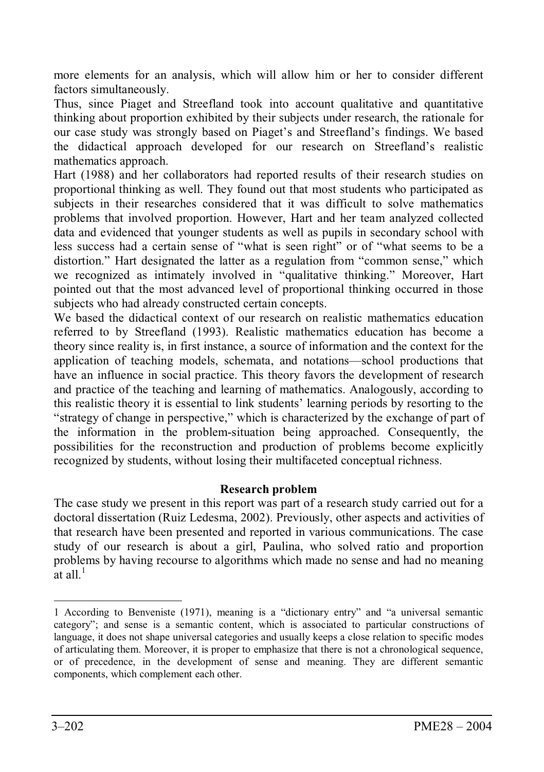more elements for an analysis, which will allow him or her to consider different factors simultaneously.

Thus, since Piaget and Streefland took into account qualitative and quantitative thinking about proportion exhibited by their subjects under research, the rationale for our case study was strongly based on Piaget's and Streefland's findings. We based the didactical approach developed for our research on Streefland's realistic mathematics approach.

Hart (1988) and her collaborators had reported results of their research studies on proportional thinking as well. They found out that most students who participated as subjects in their researches considered that it was difficult to solve mathematics problems that involved proportion. However, Hart and her team analyzed collected data and evidenced that younger students as well as pupils in secondary school with less success had a certain sense of "what is seen right" or of "what seems to be a distortion." Hart designated the latter as a regulation from "common sense," which we recognized as intimately involved in "qualitative thinking." Moreover, Hart pointed out that the most advanced level of proportional thinking occurred in those subjects who had already constructed certain concepts.

We based the didactical context of our research on realistic mathematics education referred to by Streefland (1993). Realistic mathematics education has become a theory since reality is, in first instance, a source of information and the context for the application of teaching models, schemata, and notations—school productions that have an influence in social practice. This theory favors the development of research and practice of the teaching and learning of mathematics. Analogously, according to this realistic theory it is essential to link students' learning periods by resorting to the "strategy of change in perspective," which is characterized by the exchange of part of the information in the problem-situation being approached. Consequently, the possibilities for the reconstruction and production of problems become explicitly recognized by students, without losing their multifaceted conceptual richness.

## Research problem

The case study we present in this report was part of a research study carried out for a doctoral dissertation (Ruiz Ledesma, 2002). Previously, other aspects and activities of that research have been presented and reported in various communications. The case study of our research is about a girl, Paulina, who solved ratio and proportion problems by having recourse to algorithms which made no sense and had no meaning at all.[1]

---

1 According to Benveniste (1971), meaning is a "dictionary entry" and "a universal semantic category"; and sense is a semantic content, which is associated to particular constructions of language, it does not shape universal categories and usually keeps a close relation to specific modes of articulating them. Moreover, it is proper to emphasize that there is not a chronological sequence, or of precedence, in the development of sense and meaning. They are different semantic components, which complement each other.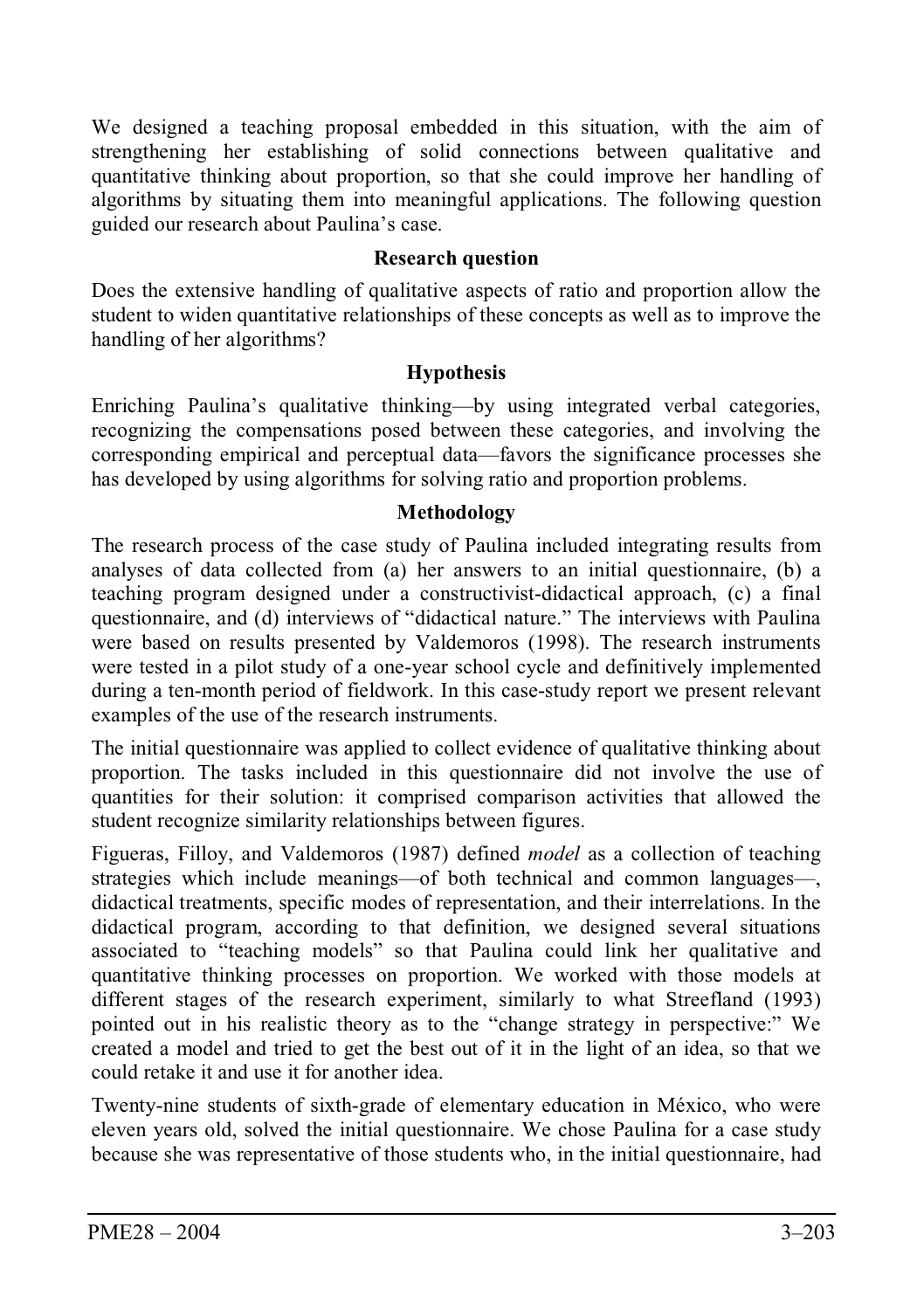We designed a teaching proposal embedded in this situation, with the aim of strengthening her establishing of solid connections between qualitative and quantitative thinking about proportion, so that she could improve her handling of algorithms by situating them into meaningful applications. The following question guided our research about Paulina's case.

## Research question

Does the extensive handling of qualitative aspects of ratio and proportion allow the student to widen quantitative relationships of these concepts as well as to improve the handling of her algorithms?

## Hypothesis

Enriching Paulina's qualitative thinking—by using integrated verbal categories, recognizing the compensations posed between these categories, and involving the corresponding empirical and perceptual data—favors the significance processes she has developed by using algorithms for solving ratio and proportion problems.

## Methodology

The research process of the case study of Paulina included integrating results from analyses of data collected from (a) her answers to an initial questionnaire, (b) a teaching program designed under a constructivist-didactical approach, (c) a final questionnaire, and (d) interviews of "didactical nature." The interviews with Paulina were based on results presented by Valdemoros (1998). The research instruments were tested in a pilot study of a one-year school cycle and definitively implemented during a ten-month period of fieldwork. In this case-study report we present relevant examples of the use of the research instruments.

The initial questionnaire was applied to collect evidence of qualitative thinking about proportion. The tasks included in this questionnaire did not involve the use of quantities for their solution: it comprised comparison activities that allowed the student recognize similarity relationships between figures.

Figueras, Filloy, and Valdemoros (1987) defined *model* as a collection of teaching strategies which include meanings—of both technical and common languages—, didactical treatments, specific modes of representation, and their interrelations. In the didactical program, according to that definition, we designed several situations associated to "teaching models" so that Paulina could link her qualitative and quantitative thinking processes on proportion. We worked with those models at different stages of the research experiment, similarly to what Streefland (1993) pointed out in his realistic theory as to the "change strategy in perspective:" We created a model and tried to get the best out of it in the light of an idea, so that we could retake it and use it for another idea.

Twenty-nine students of sixth-grade of elementary education in México, who were eleven years old, solved the initial questionnaire. We chose Paulina for a case study because she was representative of those students who, in the initial questionnaire, had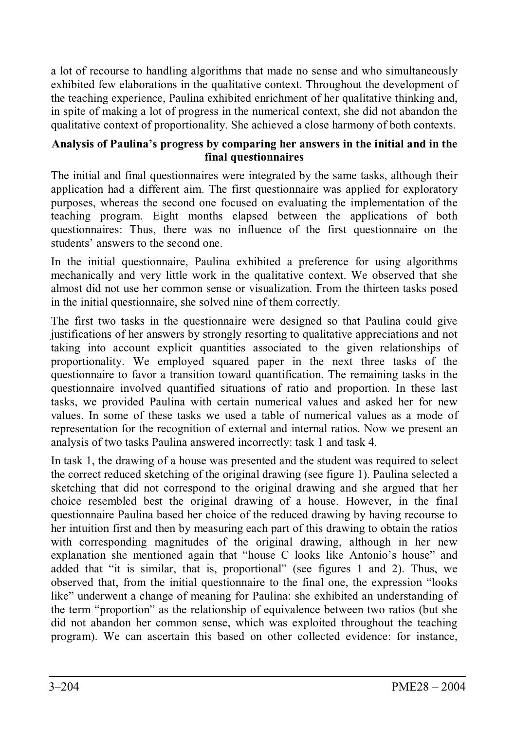a lot of recourse to handling algorithms that made no sense and who simultaneously exhibited few elaborations in the qualitative context. Throughout the development of the teaching experience, Paulina exhibited enrichment of her qualitative thinking and, in spite of making a lot of progress in the numerical context, she did not abandon the qualitative context of proportionality. She achieved a close harmony of both contexts.

**Analysis of Paulina's progress by comparing her answers in the initial and in the final questionnaires**

The initial and final questionnaires were integrated by the same tasks, although their application had a different aim. The first questionnaire was applied for exploratory purposes, whereas the second one focused on evaluating the implementation of the teaching program. Eight months elapsed between the applications of both questionnaires: Thus, there was no influence of the first questionnaire on the students' answers to the second one.

In the initial questionnaire, Paulina exhibited a preference for using algorithms mechanically and very little work in the qualitative context. We observed that she almost did not use her common sense or visualization. From the thirteen tasks posed in the initial questionnaire, she solved nine of them correctly.

The first two tasks in the questionnaire were designed so that Paulina could give justifications of her answers by strongly resorting to qualitative appreciations and not taking into account explicit quantities associated to the given relationships of proportionality. We employed squared paper in the next three tasks of the questionnaire to favor a transition toward quantification. The remaining tasks in the questionnaire involved quantified situations of ratio and proportion. In these last tasks, we provided Paulina with certain numerical values and asked her for new values. In some of these tasks we used a table of numerical values as a mode of representation for the recognition of external and internal ratios. Now we present an analysis of two tasks Paulina answered incorrectly: task 1 and task 4.

In task 1, the drawing of a house was presented and the student was required to select the correct reduced sketching of the original drawing (see figure 1). Paulina selected a sketching that did not correspond to the original drawing and she argued that her choice resembled best the original drawing of a house. However, in the final questionnaire Paulina based her choice of the reduced drawing by having recourse to her intuition first and then by measuring each part of this drawing to obtain the ratios with corresponding magnitudes of the original drawing, although in her new explanation she mentioned again that "house C looks like Antonio's house" and added that "it is similar, that is, proportional" (see figures 1 and 2). Thus, we observed that, from the initial questionnaire to the final one, the expression "looks like" underwent a change of meaning for Paulina: she exhibited an understanding of the term "proportion" as the relationship of equivalence between two ratios (but she did not abandon her common sense, which was exploited throughout the teaching program). We can ascertain this based on other collected evidence: for instance,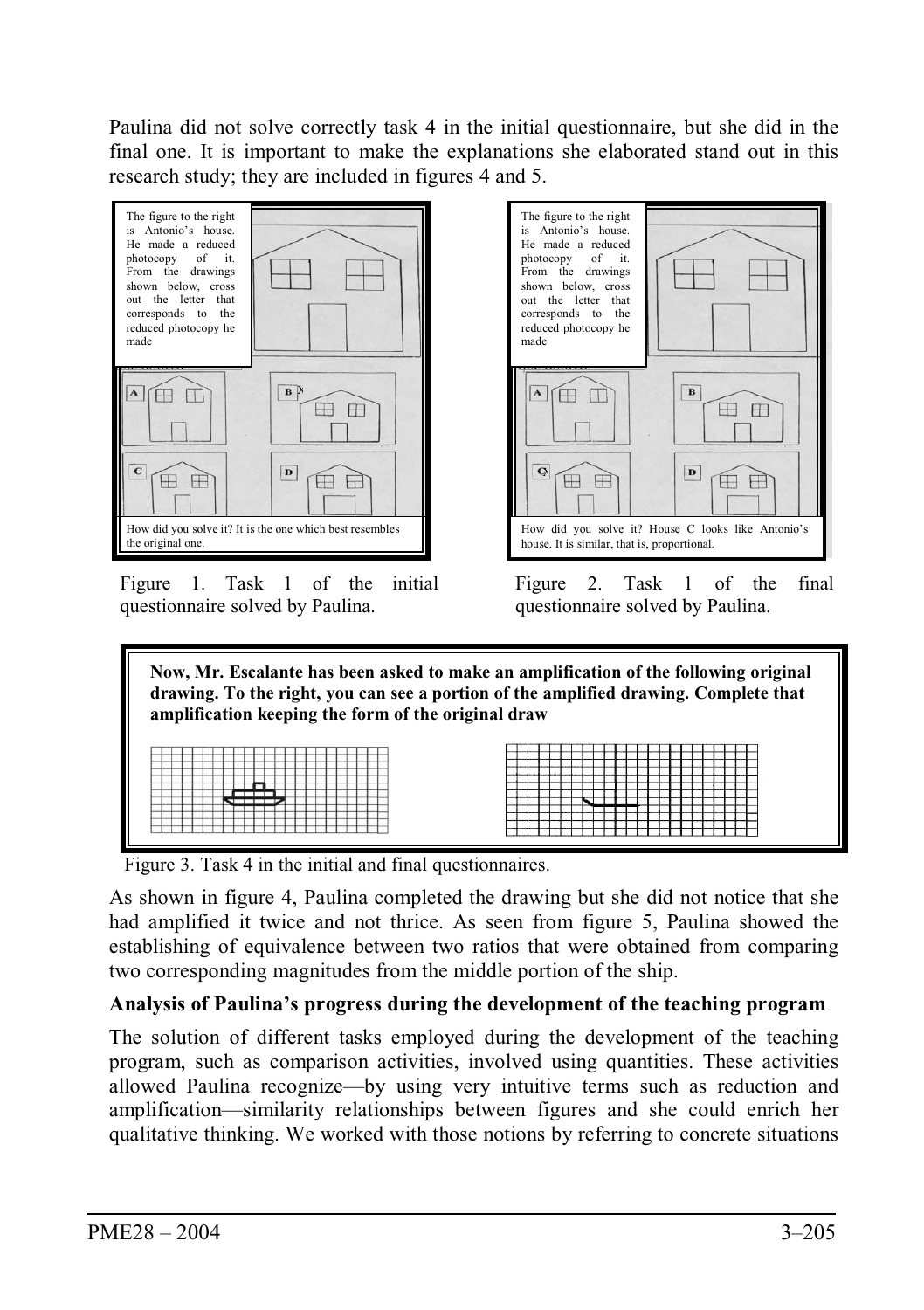Paulina did not solve correctly task 4 in the initial questionnaire, but she did in the final one. It is important to make the explanations she elaborated stand out in this research study; they are included in figures 4 and 5.

The figure to the right is Antonio's house. He made a reduced photocopy of it. From the drawings shown below, cross out the letter that corresponds to the reduced photocopy he made

How did you solve it? It is the one which best resembles the original one.

Figure 1. Task 1 of the initial questionnaire solved by Paulina.

The figure to the right is Antonio's house. He made a reduced photocopy of it. From the drawings shown below, cross out the letter that corresponds to the reduced photocopy he made

How did you solve it? House C looks like Antonio's house. It is similar, that is, proportional.

Figure 2. Task 1 of the final questionnaire solved by Paulina.

**Now, Mr. Escalante has been asked to make an amplification of the following original drawing. To the right, you can see a portion of the amplified drawing. Complete that amplification keeping the form of the original draw**

Figure 3. Task 4 in the initial and final questionnaires.

As shown in figure 4, Paulina completed the drawing but she did not notice that she had amplified it twice and not thrice. As seen from figure 5, Paulina showed the establishing of equivalence between two ratios that were obtained from comparing two corresponding magnitudes from the middle portion of the ship.

### Analysis of Paulina's progress during the development of the teaching program

The solution of different tasks employed during the development of the teaching program, such as comparison activities, involved using quantities. These activities allowed Paulina recognize—by using very intuitive terms such as reduction and amplification—similarity relationships between figures and she could enrich her qualitative thinking. We worked with those notions by referring to concrete situations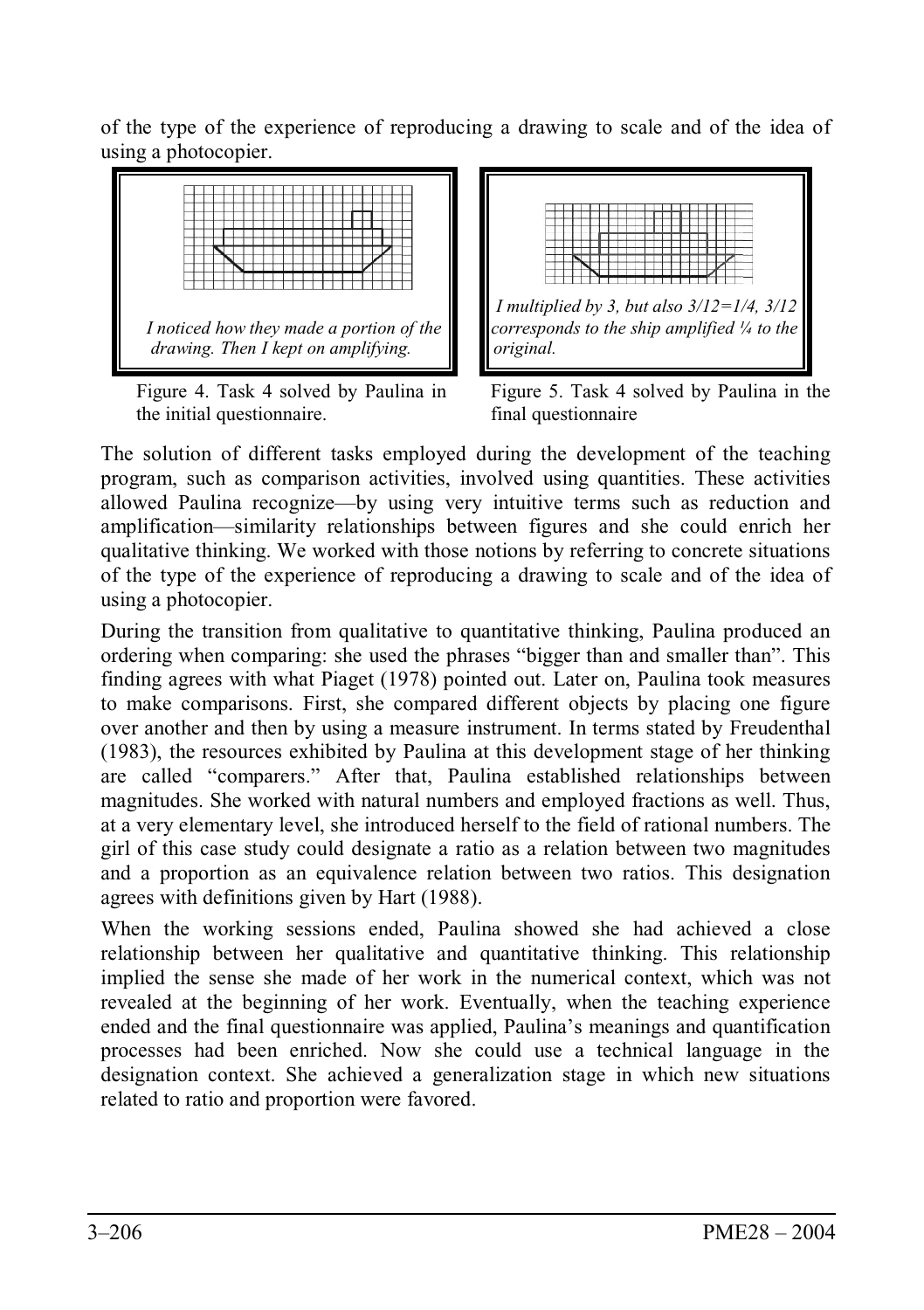of the type of the experience of reproducing a drawing to scale and of the idea of using a photocopier.

*I noticed how they made a portion of the drawing. Then I kept on amplifying.*

Figure 4. Task 4 solved by Paulina in the initial questionnaire.

*I multiplied by 3, but also 3/12=1/4, 3/12 corresponds to the ship amplified ¼ to the original.*

Figure 5. Task 4 solved by Paulina in the final questionnaire

The solution of different tasks employed during the development of the teaching program, such as comparison activities, involved using quantities. These activities allowed Paulina recognize—by using very intuitive terms such as reduction and amplification—similarity relationships between figures and she could enrich her qualitative thinking. We worked with those notions by referring to concrete situations of the type of the experience of reproducing a drawing to scale and of the idea of using a photocopier.

During the transition from qualitative to quantitative thinking, Paulina produced an ordering when comparing: she used the phrases "bigger than and smaller than". This finding agrees with what Piaget (1978) pointed out. Later on, Paulina took measures to make comparisons. First, she compared different objects by placing one figure over another and then by using a measure instrument. In terms stated by Freudenthal (1983), the resources exhibited by Paulina at this development stage of her thinking are called "comparers." After that, Paulina established relationships between magnitudes. She worked with natural numbers and employed fractions as well. Thus, at a very elementary level, she introduced herself to the field of rational numbers. The girl of this case study could designate a ratio as a relation between two magnitudes and a proportion as an equivalence relation between two ratios. This designation agrees with definitions given by Hart (1988).

When the working sessions ended, Paulina showed she had achieved a close relationship between her qualitative and quantitative thinking. This relationship implied the sense she made of her work in the numerical context, which was not revealed at the beginning of her work. Eventually, when the teaching experience ended and the final questionnaire was applied, Paulina's meanings and quantification processes had been enriched. Now she could use a technical language in the designation context. She achieved a generalization stage in which new situations related to ratio and proportion were favored.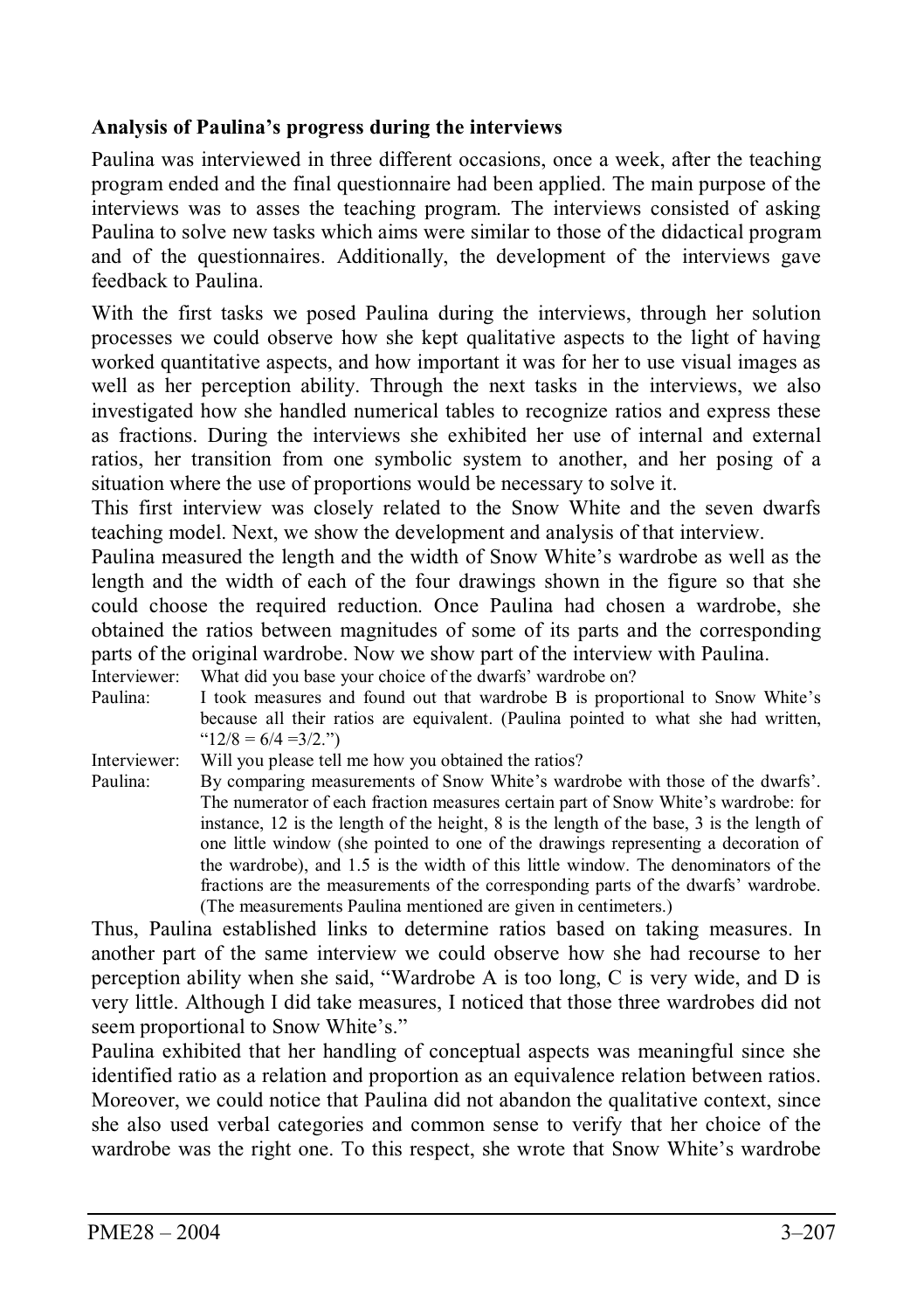**Analysis of Paulina's progress during the interviews**

Paulina was interviewed in three different occasions, once a week, after the teaching program ended and the final questionnaire had been applied. The main purpose of the interviews was to asses the teaching program. The interviews consisted of asking Paulina to solve new tasks which aims were similar to those of the didactical program and of the questionnaires. Additionally, the development of the interviews gave feedback to Paulina.

With the first tasks we posed Paulina during the interviews, through her solution processes we could observe how she kept qualitative aspects to the light of having worked quantitative aspects, and how important it was for her to use visual images as well as her perception ability. Through the next tasks in the interviews, we also investigated how she handled numerical tables to recognize ratios and express these as fractions. During the interviews she exhibited her use of internal and external ratios, her transition from one symbolic system to another, and her posing of a situation where the use of proportions would be necessary to solve it.

This first interview was closely related to the Snow White and the seven dwarfs teaching model. Next, we show the development and analysis of that interview.

Paulina measured the length and the width of Snow White's wardrobe as well as the length and the width of each of the four drawings shown in the figure so that she could choose the required reduction. Once Paulina had chosen a wardrobe, she obtained the ratios between magnitudes of some of its parts and the corresponding parts of the original wardrobe. Now we show part of the interview with Paulina.

Interviewer: What did you base your choice of the dwarfs' wardrobe on?

Paulina: I took measures and found out that wardrobe B is proportional to Snow White's because all their ratios are equivalent. (Paulina pointed to what she had written, "$12/8 = 6/4 = 3/2$.")

Interviewer: Will you please tell me how you obtained the ratios?

Paulina: By comparing measurements of Snow White's wardrobe with those of the dwarfs'. The numerator of each fraction measures certain part of Snow White's wardrobe: for instance, 12 is the length of the height, 8 is the length of the base, 3 is the length of one little window (she pointed to one of the drawings representing a decoration of the wardrobe), and 1.5 is the width of this little window. The denominators of the fractions are the measurements of the corresponding parts of the dwarfs' wardrobe. (The measurements Paulina mentioned are given in centimeters.)

Thus, Paulina established links to determine ratios based on taking measures. In another part of the same interview we could observe how she had recourse to her perception ability when she said, "Wardrobe A is too long, C is very wide, and D is very little. Although I did take measures, I noticed that those three wardrobes did not seem proportional to Snow White's."

Paulina exhibited that her handling of conceptual aspects was meaningful since she identified ratio as a relation and proportion as an equivalence relation between ratios. Moreover, we could notice that Paulina did not abandon the qualitative context, since she also used verbal categories and common sense to verify that her choice of the wardrobe was the right one. To this respect, she wrote that Snow White's wardrobe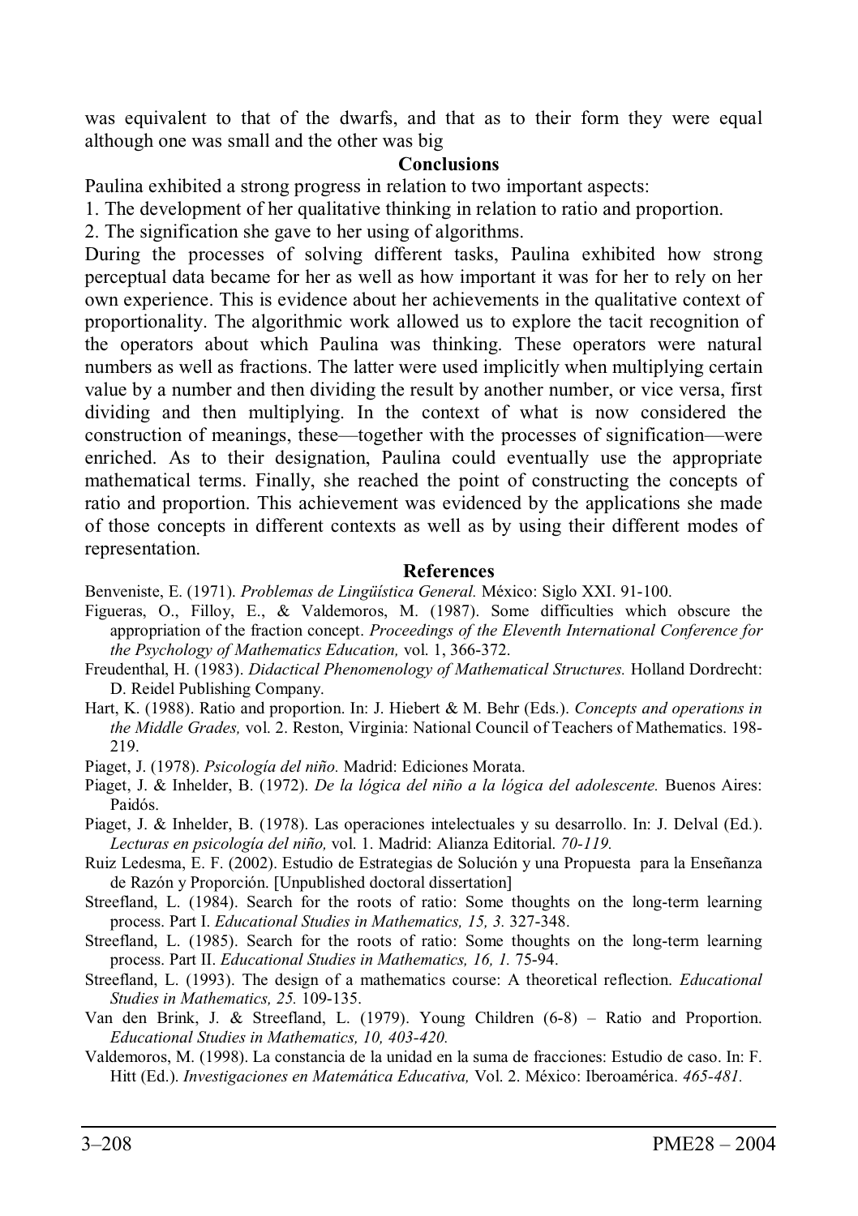was equivalent to that of the dwarfs, and that as to their form they were equal although one was small and the other was big

## Conclusions

Paulina exhibited a strong progress in relation to two important aspects:

1. The development of her qualitative thinking in relation to ratio and proportion.
2. The signification she gave to her using of algorithms.

During the processes of solving different tasks, Paulina exhibited how strong perceptual data became for her as well as how important it was for her to rely on her own experience. This is evidence about her achievements in the qualitative context of proportionality. The algorithmic work allowed us to explore the tacit recognition of the operators about which Paulina was thinking. These operators were natural numbers as well as fractions. The latter were used implicitly when multiplying certain value by a number and then dividing the result by another number, or vice versa, first dividing and then multiplying. In the context of what is now considered the construction of meanings, these—together with the processes of signification—were enriched. As to their designation, Paulina could eventually use the appropriate mathematical terms. Finally, she reached the point of constructing the concepts of ratio and proportion. This achievement was evidenced by the applications she made of those concepts in different contexts as well as by using their different modes of representation.

## References

Benveniste, E. (1971). *Problemas de Lingüística General.* México: Siglo XXI. 91-100.

Figueras, O., Filloy, E., & Valdemoros, M. (1987). Some difficulties which obscure the appropriation of the fraction concept. *Proceedings of the Eleventh International Conference for the Psychology of Mathematics Education,* vol. 1, 366-372.

Freudenthal, H. (1983). *Didactical Phenomenology of Mathematical Structures.* Holland Dordrecht: D. Reidel Publishing Company.

Hart, K. (1988). Ratio and proportion. In: J. Hiebert & M. Behr (Eds.). *Concepts and operations in the Middle Grades,* vol. 2. Reston, Virginia: National Council of Teachers of Mathematics. 198-219.

Piaget, J. (1978). *Psicología del niño.* Madrid: Ediciones Morata.

Piaget, J. & Inhelder, B. (1972). *De la lógica del niño a la lógica del adolescente.* Buenos Aires: Paidós.

Piaget, J. & Inhelder, B. (1978). Las operaciones intelectuales y su desarrollo. In: J. Delval (Ed.). *Lecturas en psicología del niño,* vol. 1. Madrid: Alianza Editorial. *70-119.*

Ruiz Ledesma, E. F. (2002). Estudio de Estrategias de Solución y una Propuesta para la Enseñanza de Razón y Proporción. [Unpublished doctoral dissertation]

Streefland, L. (1984). Search for the roots of ratio: Some thoughts on the long-term learning process. Part I. *Educational Studies in Mathematics, 15, 3.* 327-348.

Streefland, L. (1985). Search for the roots of ratio: Some thoughts on the long-term learning process. Part II. *Educational Studies in Mathematics, 16, 1.* 75-94.

Streefland, L. (1993). The design of a mathematics course: A theoretical reflection. *Educational Studies in Mathematics, 25.* 109-135.

Van den Brink, J. & Streefland, L. (1979). Young Children (6-8) – Ratio and Proportion. *Educational Studies in Mathematics, 10, 403-420.*

Valdemoros, M. (1998). La constancia de la unidad en la suma de fracciones: Estudio de caso. In: F. Hitt (Ed.). *Investigaciones en Matemática Educativa,* Vol. 2. México: Iberoamérica. *465-481.*